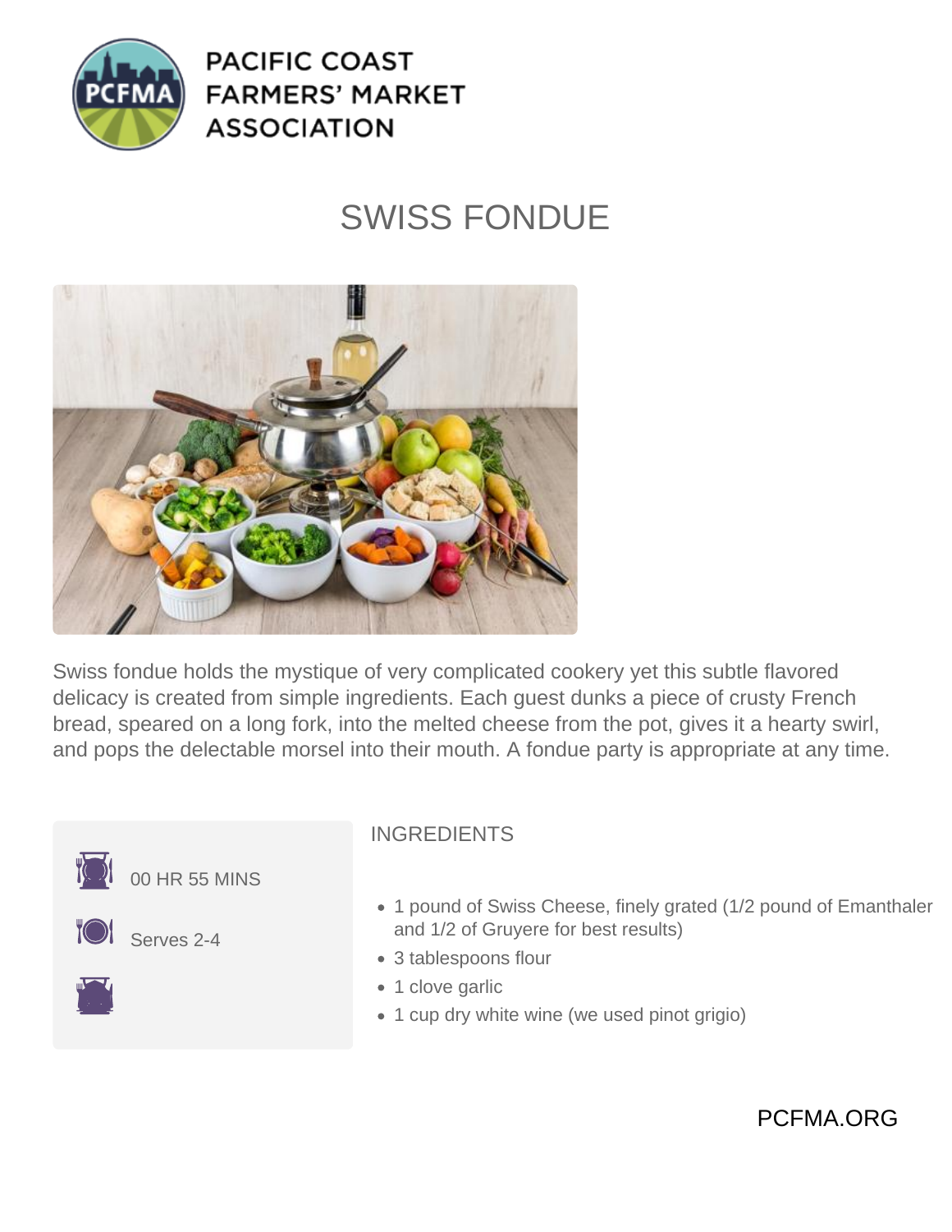PACIFIC COAST FARMERS' MARKET ASSOCIATION

# SWISS FONDUE

Swiss fondue holds the mystique of very complicated cookery yet this subtle flavored delicacy is created from simple ingredients. Each guest dunks a piece of crusty French bread, speared on a long fork, into the melted cheese from the pot, gives it a hearty swirl, and pops the delectable morsel into their mouth. A fondue party is appropriate at any time.

00 HR 55 MINS

Serves 2-4

## INGREDIENTS

- 1 pound of Swiss Cheese, finely grated (1/2 pound of Emanthaler and 1/2 of Gruyere for best results)
- 3 tablespoons flour
- 1 clove garlic
- 1 cup dry white wine (we used pinot grigio)

PCFMA.ORG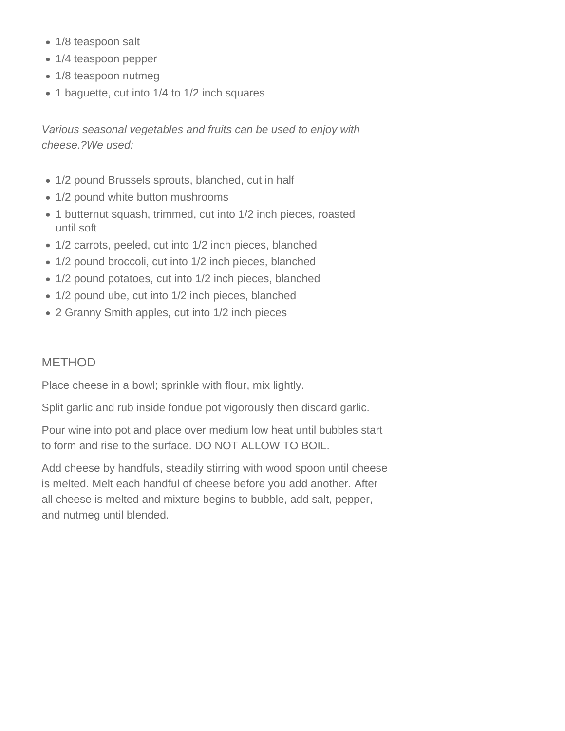- 1/8 teaspoon salt
- 1/4 teaspoon pepper
- 1/8 teaspoon nutmeg
- 1 baguette, cut into 1/4 to 1/2 inch squares

*Various seasonal vegetables and fruits can be used to enjoy with cheese.?We used:*

- 1/2 pound Brussels sprouts, blanched, cut in half
- 1/2 pound white button mushrooms
- 1 butternut squash, trimmed, cut into 1/2 inch pieces, roasted until soft
- 1/2 carrots, peeled, cut into 1/2 inch pieces, blanched
- 1/2 pound broccoli, cut into 1/2 inch pieces, blanched
- 1/2 pound potatoes, cut into 1/2 inch pieces, blanched
- 1/2 pound ube, cut into 1/2 inch pieces, blanched
- 2 Granny Smith apples, cut into 1/2 inch pieces

## METHOD

Place cheese in a bowl; sprinkle with flour, mix lightly.

Split garlic and rub inside fondue pot vigorously then discard garlic.

Pour wine into pot and place over medium low heat until bubbles start to form and rise to the surface. DO NOT ALLOW TO BOIL.

Add cheese by handfuls, steadily stirring with wood spoon until cheese is melted. Melt each handful of cheese before you add another. After all cheese is melted and mixture begins to bubble, add salt, pepper, and nutmeg until blended.